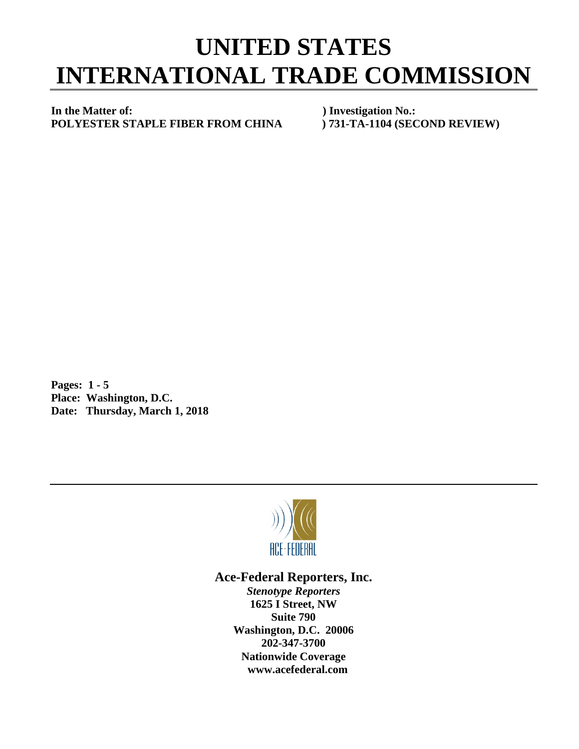# UNITED STATES INTERNATIONAL TRADE COMMISSION

**In the Matter of:** ) **Investigation No.:**
**POLYESTER STAPLE FIBER FROM CHINA** ) **731-TA-1104 (SECOND REVIEW)**

**Pages: 1 - 5**
**Place: Washington, D.C.**
**Date: Thursday, March 1, 2018**

ACE·FEDERAL

**Ace-Federal Reporters, Inc.**
***Stenotype Reporters***
**1625 I Street, NW**
**Suite 790**
**Washington, D.C. 20006**
**202-347-3700**
**Nationwide Coverage**
**www.acefederal.com**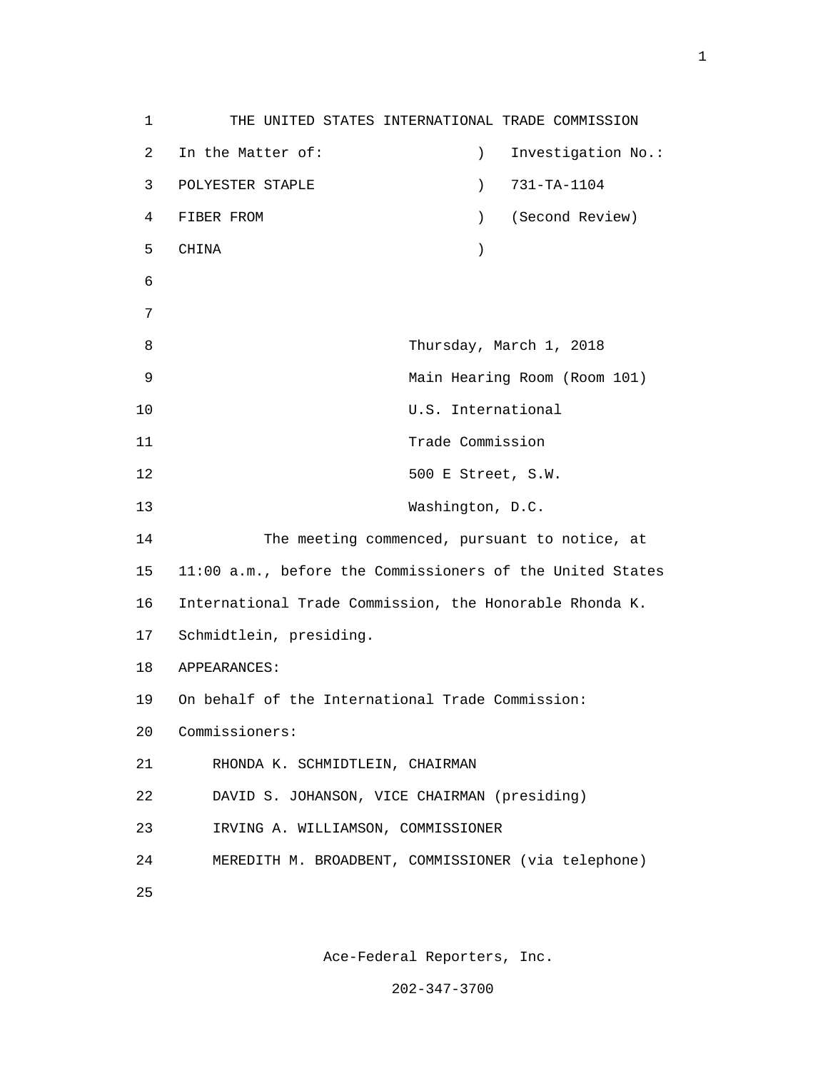THE UNITED STATES INTERNATIONAL TRADE COMMISSION

| In the Matter of: | ) | Investigation No.: |
|---|---|---|
| POLYESTER STAPLE | ) | 731-TA-1104 |
| FIBER FROM | ) | (Second Review) |
| CHINA | ) | |

Thursday, March 1, 2018
Main Hearing Room (Room 101)
U.S. International
Trade Commission
500 E Street, S.W.
Washington, D.C.

The meeting commenced, pursuant to notice, at 11:00 a.m., before the Commissioners of the United States International Trade Commission, the Honorable Rhonda K. Schmidtlein, presiding.

APPEARANCES:

On behalf of the International Trade Commission:

Commissioners:

RHONDA K. SCHMIDTLEIN, CHAIRMAN
DAVID S. JOHANSON, VICE CHAIRMAN (presiding)
IRVING A. WILLIAMSON, COMMISSIONER
MEREDITH M. BROADBENT, COMMISSIONER (via telephone)

Ace-Federal Reporters, Inc.
202-347-3700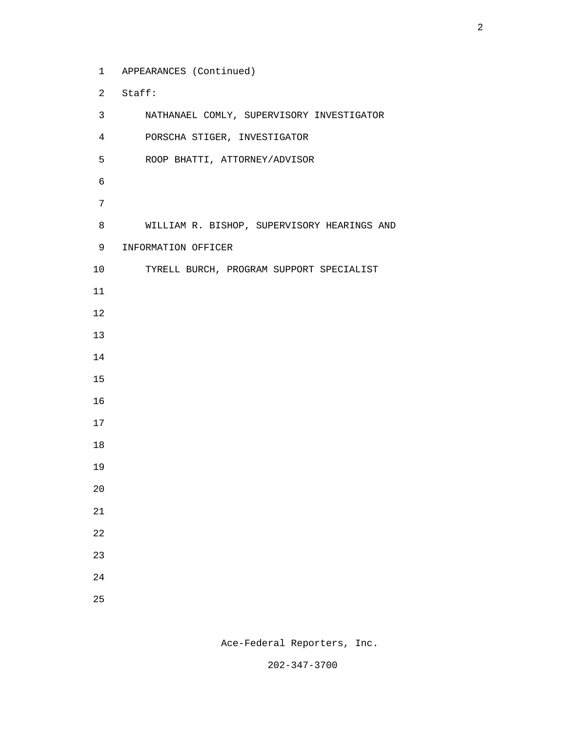APPEARANCES (Continued)

Staff:

NATHANAEL COMLY, SUPERVISORY INVESTIGATOR

PORSCHA STIGER, INVESTIGATOR

ROOP BHATTI, ATTORNEY/ADVISOR

WILLIAM R. BISHOP, SUPERVISORY HEARINGS AND INFORMATION OFFICER

TYRELL BURCH, PROGRAM SUPPORT SPECIALIST

Ace-Federal Reporters, Inc.

202-347-3700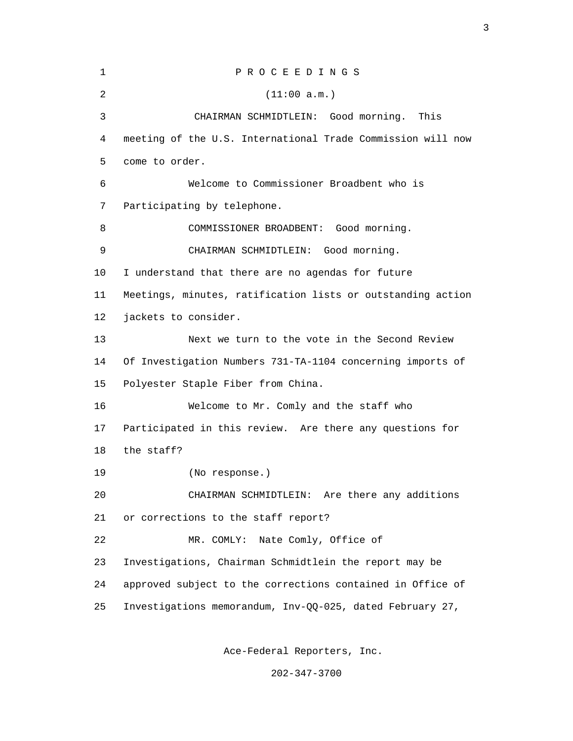P R O C E E D I N G S

(11:00 a.m.)

CHAIRMAN SCHMIDTLEIN: Good morning. This meeting of the U.S. International Trade Commission will now come to order.

Welcome to Commissioner Broadbent who is Participating by telephone.

COMMISSIONER BROADBENT: Good morning.

CHAIRMAN SCHMIDTLEIN: Good morning. I understand that there are no agendas for future Meetings, minutes, ratification lists or outstanding action jackets to consider.

Next we turn to the vote in the Second Review Of Investigation Numbers 731-TA-1104 concerning imports of Polyester Staple Fiber from China.

Welcome to Mr. Comly and the staff who Participated in this review. Are there any questions for the staff?

(No response.)

CHAIRMAN SCHMIDTLEIN: Are there any additions or corrections to the staff report?

MR. COMLY: Nate Comly, Office of Investigations, Chairman Schmidtlein the report may be approved subject to the corrections contained in Office of Investigations memorandum, Inv-QQ-025, dated February 27,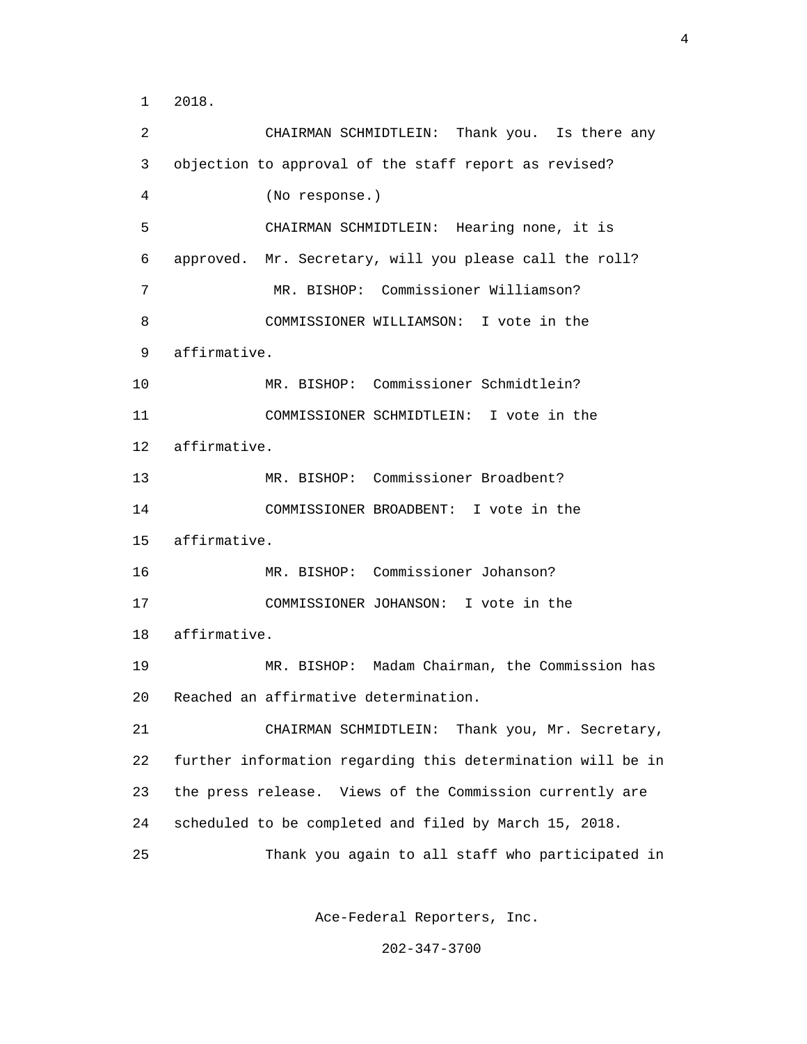2018.

CHAIRMAN SCHMIDTLEIN: Thank you. Is there any objection to approval of the staff report as revised?

(No response.)

CHAIRMAN SCHMIDTLEIN: Hearing none, it is approved. Mr. Secretary, will you please call the roll?

MR. BISHOP: Commissioner Williamson?

COMMISSIONER WILLIAMSON: I vote in the affirmative.

MR. BISHOP: Commissioner Schmidtlein?

COMMISSIONER SCHMIDTLEIN: I vote in the affirmative.

MR. BISHOP: Commissioner Broadbent?

COMMISSIONER BROADBENT: I vote in the affirmative.

MR. BISHOP: Commissioner Johanson?

COMMISSIONER JOHANSON: I vote in the affirmative.

MR. BISHOP: Madam Chairman, the Commission has Reached an affirmative determination.

CHAIRMAN SCHMIDTLEIN: Thank you, Mr. Secretary, further information regarding this determination will be in the press release. Views of the Commission currently are scheduled to be completed and filed by March 15, 2018.

Thank you again to all staff who participated in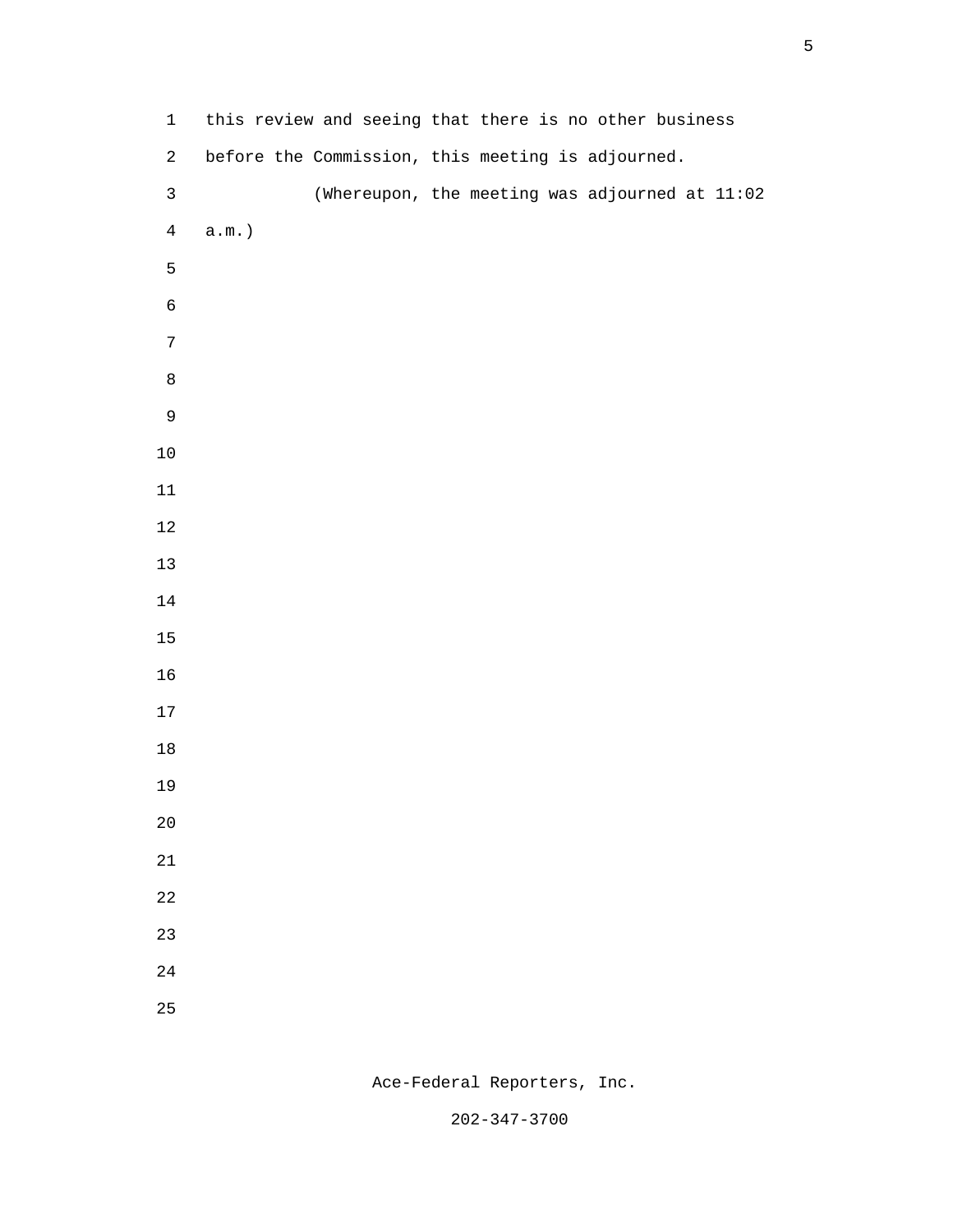this review and seeing that there is no other business before the Commission, this meeting is adjourned.

(Whereupon, the meeting was adjourned at 11:02 a.m.)

Ace-Federal Reporters, Inc.

202-347-3700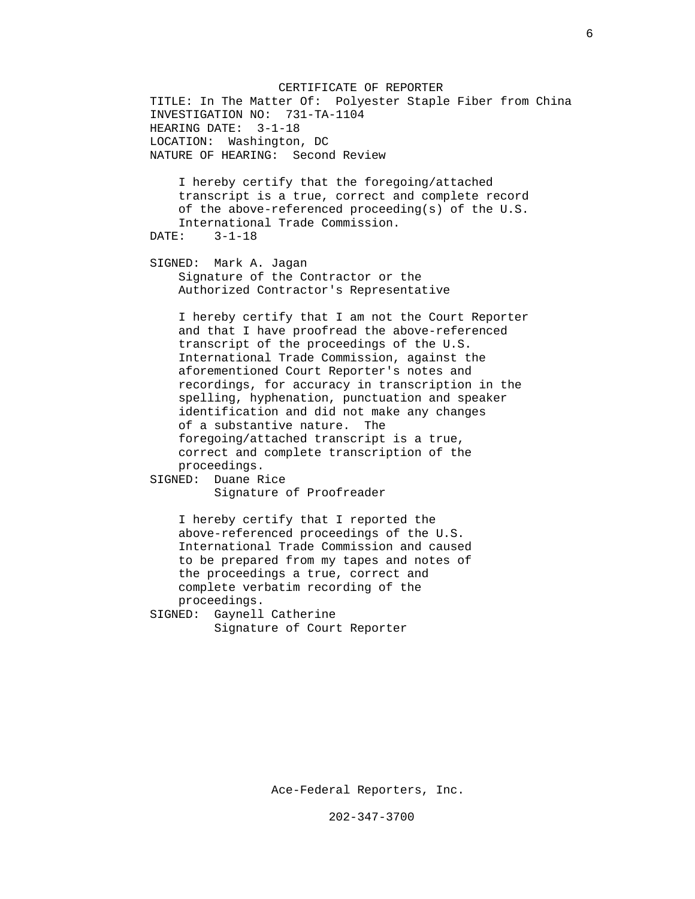# CERTIFICATE OF REPORTER

TITLE: In The Matter Of: Polyester Staple Fiber from China
INVESTIGATION NO: 731-TA-1104
HEARING DATE: 3-1-18
LOCATION: Washington, DC
NATURE OF HEARING: Second Review

I hereby certify that the foregoing/attached transcript is a true, correct and complete record of the above-referenced proceeding(s) of the U.S. International Trade Commission.

DATE: 3-1-18

SIGNED: Mark A. Jagan
Signature of the Contractor or the Authorized Contractor's Representative

I hereby certify that I am not the Court Reporter and that I have proofread the above-referenced transcript of the proceedings of the U.S. International Trade Commission, against the aforementioned Court Reporter's notes and recordings, for accuracy in transcription in the spelling, hyphenation, punctuation and speaker identification and did not make any changes of a substantive nature. The foregoing/attached transcript is a true, correct and complete transcription of the proceedings.

SIGNED: Duane Rice
Signature of Proofreader

I hereby certify that I reported the above-referenced proceedings of the U.S. International Trade Commission and caused to be prepared from my tapes and notes of the proceedings a true, correct and complete verbatim recording of the proceedings.

SIGNED: Gaynell Catherine
Signature of Court Reporter